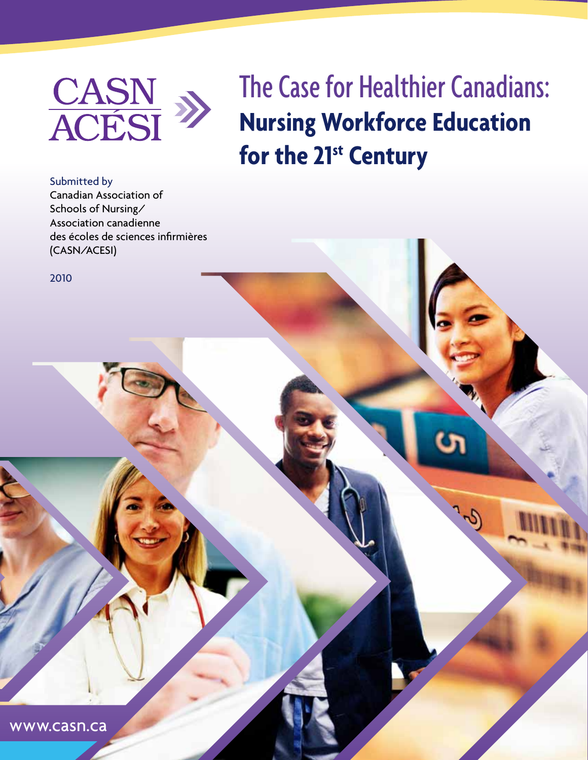CASN
ACÉSI

# The Case for Healthier Canadians: Nursing Workforce Education for the 21st Century

Submitted by
Canadian Association of Schools of Nursing/
Association canadienne des écoles de sciences infirmières
(CASN/ACESI)

2010

www.casn.ca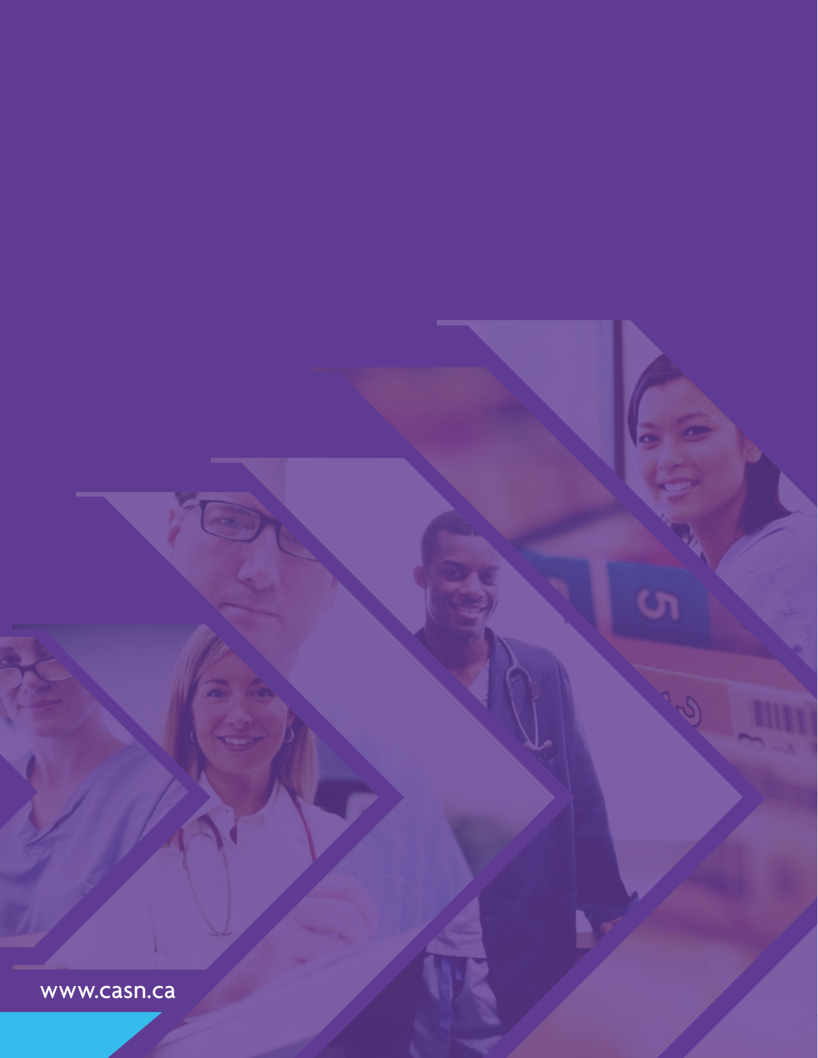www.casn.ca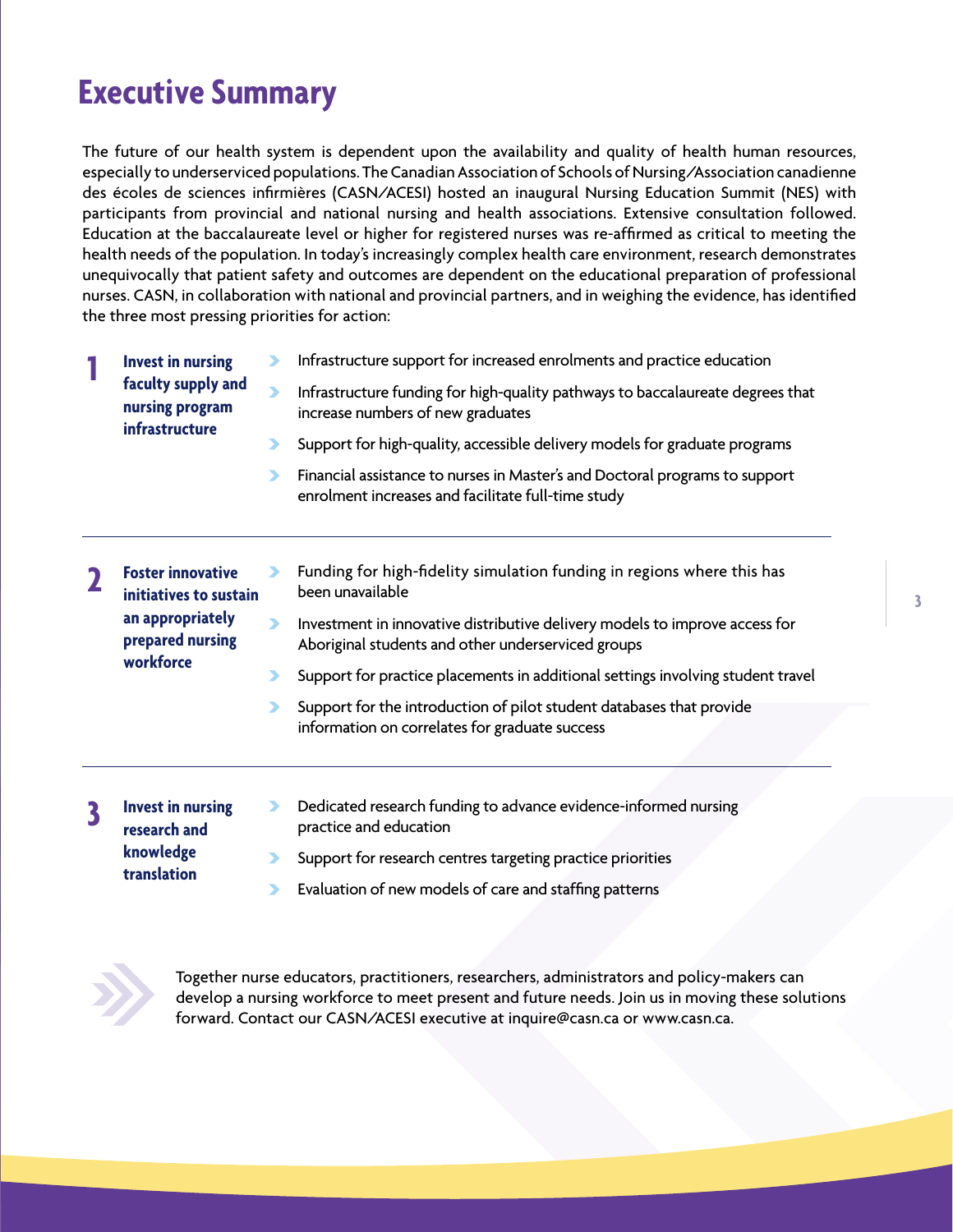# Executive Summary

The future of our health system is dependent upon the availability and quality of health human resources, especially to underserviced populations. The Canadian Association of Schools of Nursing/Association canadienne des écoles de sciences infirmières (CASN/ACESI) hosted an inaugural Nursing Education Summit (NES) with participants from provincial and national nursing and health associations. Extensive consultation followed. Education at the baccalaureate level or higher for registered nurses was re-affirmed as critical to meeting the health needs of the population. In today's increasingly complex health care environment, research demonstrates unequivocally that patient safety and outcomes are dependent on the educational preparation of professional nurses. CASN, in collaboration with national and provincial partners, and in weighing the evidence, has identified the three most pressing priorities for action:

**1. Invest in nursing faculty supply and nursing program infrastructure**

- Infrastructure support for increased enrolments and practice education
- Infrastructure funding for high-quality pathways to baccalaureate degrees that increase numbers of new graduates
- Support for high-quality, accessible delivery models for graduate programs
- Financial assistance to nurses in Master's and Doctoral programs to support enrolment increases and facilitate full-time study

---

**2. Foster innovative initiatives to sustain an appropriately prepared nursing workforce**

- Funding for high-fidelity simulation funding in regions where this has been unavailable
- Investment in innovative distributive delivery models to improve access for Aboriginal students and other underserviced groups
- Support for practice placements in additional settings involving student travel
- Support for the introduction of pilot student databases that provide information on correlates for graduate success

---

**3. Invest in nursing research and knowledge translation**

- Dedicated research funding to advance evidence-informed nursing practice and education
- Support for research centres targeting practice priorities
- Evaluation of new models of care and staffing patterns

Together nurse educators, practitioners, researchers, administrators and policy-makers can develop a nursing workforce to meet present and future needs. Join us in moving these solutions forward. Contact our CASN/ACESI executive at inquire@casn.ca or www.casn.ca.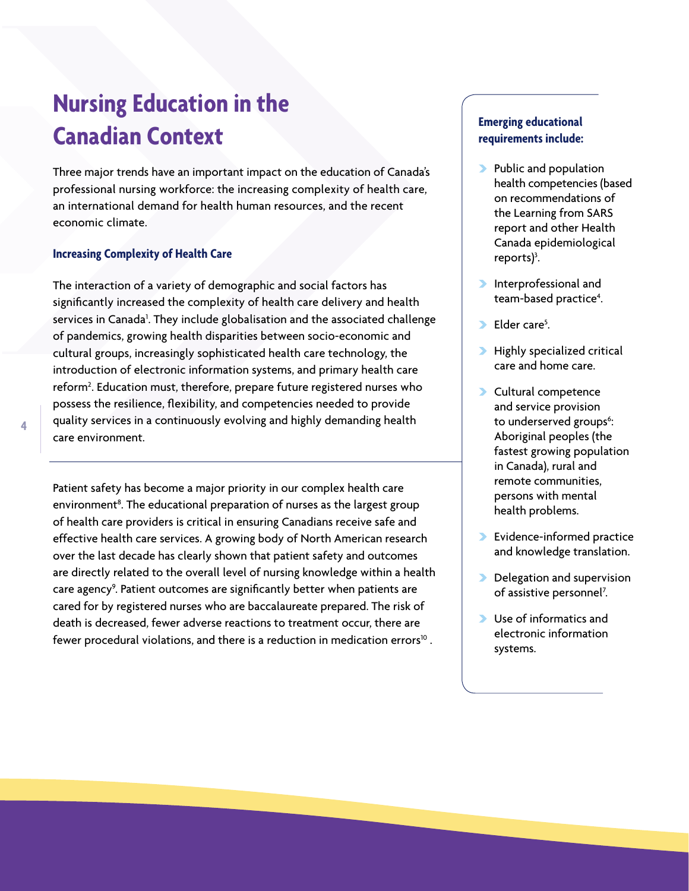# Nursing Education in the Canadian Context

Three major trends have an important impact on the education of Canada's professional nursing workforce: the increasing complexity of health care, an international demand for health human resources, and the recent economic climate.

### Increasing Complexity of Health Care

The interaction of a variety of demographic and social factors has significantly increased the complexity of health care delivery and health services in Canada[1]. They include globalisation and the associated challenge of pandemics, growing health disparities between socio-economic and cultural groups, increasingly sophisticated health care technology, the introduction of electronic information systems, and primary health care reform[2]. Education must, therefore, prepare future registered nurses who possess the resilience, flexibility, and competencies needed to provide quality services in a continuously evolving and highly demanding health care environment.

**Emerging educational requirements include:**

- Public and population health competencies (based on recommendations of the Learning from SARS report and other Health Canada epidemiological reports)[3].
- Interprofessional and team-based practice[4].
- Elder care[5].
- Highly specialized critical care and home care.
- Cultural competence and service provision to underserved groups[6]: Aboriginal peoples (the fastest growing population in Canada), rural and remote communities, persons with mental health problems.
- Evidence-informed practice and knowledge translation.
- Delegation and supervision of assistive personnel[7].
- Use of informatics and electronic information systems.

Patient safety has become a major priority in our complex health care environment[8]. The educational preparation of nurses as the largest group of health care providers is critical in ensuring Canadians receive safe and effective health care services. A growing body of North American research over the last decade has clearly shown that patient safety and outcomes are directly related to the overall level of nursing knowledge within a health care agency[9]. Patient outcomes are significantly better when patients are cared for by registered nurses who are baccalaureate prepared. The risk of death is decreased, fewer adverse reactions to treatment occur, there are fewer procedural violations, and there is a reduction in medication errors[10] .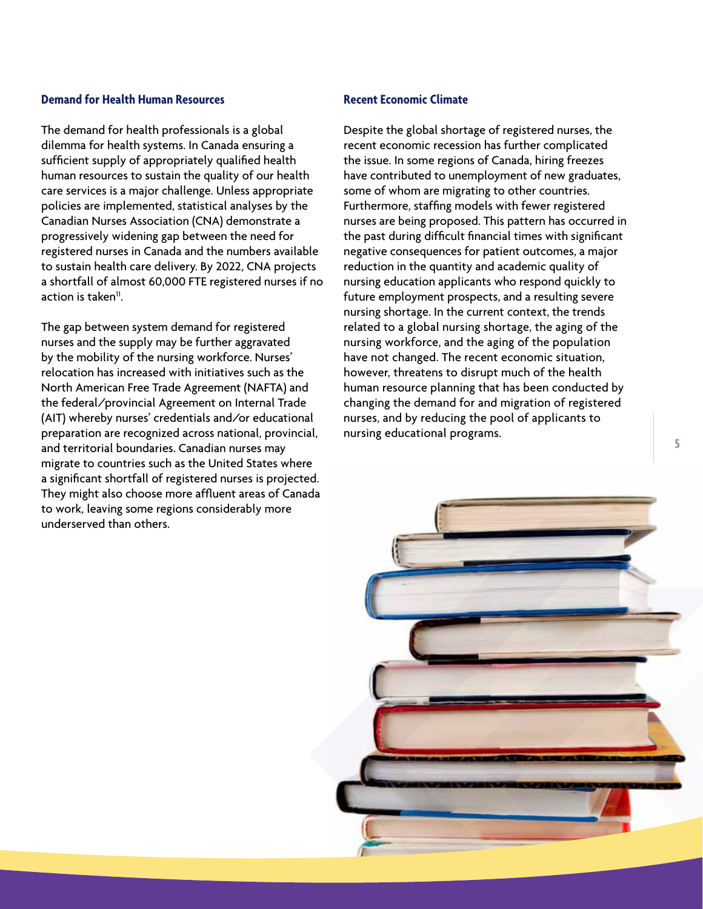## Demand for Health Human Resources

The demand for health professionals is a global dilemma for health systems. In Canada ensuring a sufficient supply of appropriately qualified health human resources to sustain the quality of our health care services is a major challenge. Unless appropriate policies are implemented, statistical analyses by the Canadian Nurses Association (CNA) demonstrate a progressively widening gap between the need for registered nurses in Canada and the numbers available to sustain health care delivery. By 2022, CNA projects a shortfall of almost 60,000 FTE registered nurses if no action is taken[11].

The gap between system demand for registered nurses and the supply may be further aggravated by the mobility of the nursing workforce. Nurses' relocation has increased with initiatives such as the North American Free Trade Agreement (NAFTA) and the federal/provincial Agreement on Internal Trade (AIT) whereby nurses' credentials and/or educational preparation are recognized across national, provincial, and territorial boundaries. Canadian nurses may migrate to countries such as the United States where a significant shortfall of registered nurses is projected. They might also choose more affluent areas of Canada to work, leaving some regions considerably more underserved than others.

## Recent Economic Climate

Despite the global shortage of registered nurses, the recent economic recession has further complicated the issue. In some regions of Canada, hiring freezes have contributed to unemployment of new graduates, some of whom are migrating to other countries. Furthermore, staffing models with fewer registered nurses are being proposed. This pattern has occurred in the past during difficult financial times with significant negative consequences for patient outcomes, a major reduction in the quantity and academic quality of nursing education applicants who respond quickly to future employment prospects, and a resulting severe nursing shortage. In the current context, the trends related to a global nursing shortage, the aging of the nursing workforce, and the aging of the population have not changed. The recent economic situation, however, threatens to disrupt much of the health human resource planning that has been conducted by changing the demand for and migration of registered nurses, and by reducing the pool of applicants to nursing educational programs.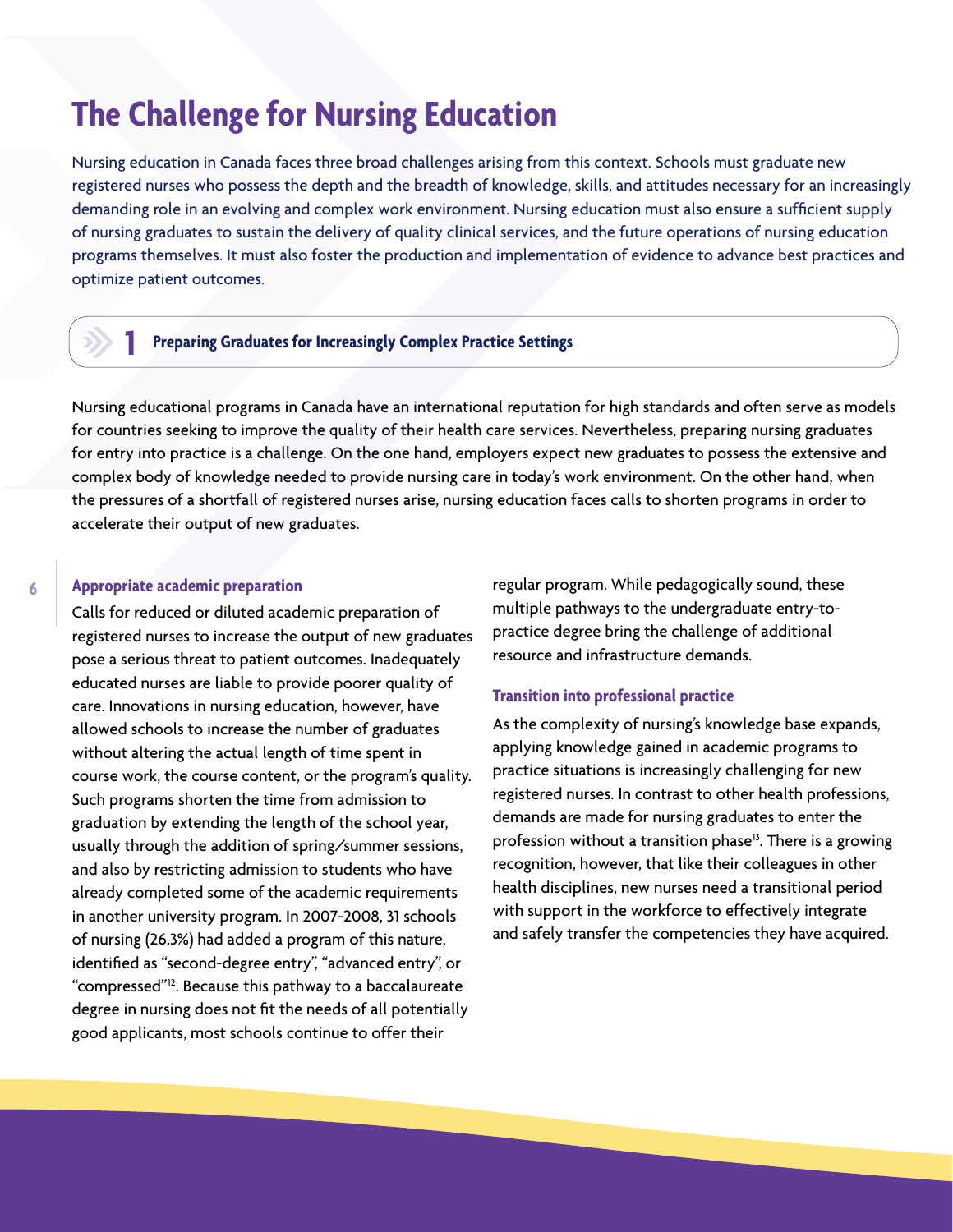# The Challenge for Nursing Education

Nursing education in Canada faces three broad challenges arising from this context. Schools must graduate new registered nurses who possess the depth and the breadth of knowledge, skills, and attitudes necessary for an increasingly demanding role in an evolving and complex work environment. Nursing education must also ensure a sufficient supply of nursing graduates to sustain the delivery of quality clinical services, and the future operations of nursing education programs themselves. It must also foster the production and implementation of evidence to advance best practices and optimize patient outcomes.

## 1 Preparing Graduates for Increasingly Complex Practice Settings

Nursing educational programs in Canada have an international reputation for high standards and often serve as models for countries seeking to improve the quality of their health care services. Nevertheless, preparing nursing graduates for entry into practice is a challenge. On the one hand, employers expect new graduates to possess the extensive and complex body of knowledge needed to provide nursing care in today's work environment. On the other hand, when the pressures of a shortfall of registered nurses arise, nursing education faces calls to shorten programs in order to accelerate their output of new graduates.

### Appropriate academic preparation

Calls for reduced or diluted academic preparation of registered nurses to increase the output of new graduates pose a serious threat to patient outcomes. Inadequately educated nurses are liable to provide poorer quality of care. Innovations in nursing education, however, have allowed schools to increase the number of graduates without altering the actual length of time spent in course work, the course content, or the program's quality. Such programs shorten the time from admission to graduation by extending the length of the school year, usually through the addition of spring/summer sessions, and also by restricting admission to students who have already completed some of the academic requirements in another university program. In 2007-2008, 31 schools of nursing (26.3%) had added a program of this nature, identified as "second-degree entry", "advanced entry", or "compressed"[12]. Because this pathway to a baccalaureate degree in nursing does not fit the needs of all potentially good applicants, most schools continue to offer their regular program. While pedagogically sound, these multiple pathways to the undergraduate entry-to-practice degree bring the challenge of additional resource and infrastructure demands.

### Transition into professional practice

As the complexity of nursing's knowledge base expands, applying knowledge gained in academic programs to practice situations is increasingly challenging for new registered nurses. In contrast to other health professions, demands are made for nursing graduates to enter the profession without a transition phase[13]. There is a growing recognition, however, that like their colleagues in other health disciplines, new nurses need a transitional period with support in the workforce to effectively integrate and safely transfer the competencies they have acquired.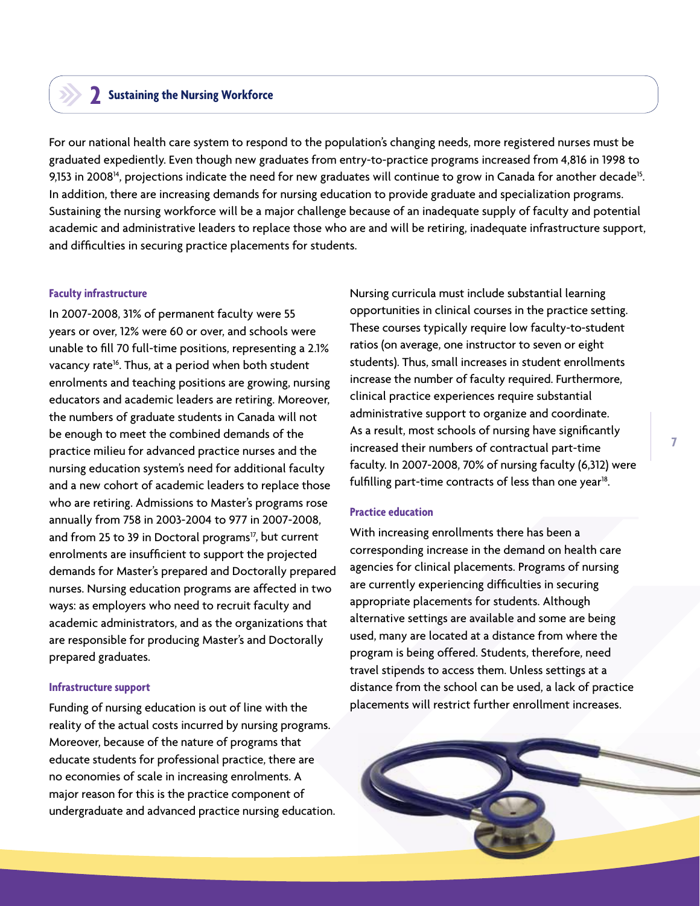## 2 Sustaining the Nursing Workforce

For our national health care system to respond to the population's changing needs, more registered nurses must be graduated expediently. Even though new graduates from entry-to-practice programs increased from 4,816 in 1998 to 9,153 in 2008[14], projections indicate the need for new graduates will continue to grow in Canada for another decade[15]. In addition, there are increasing demands for nursing education to provide graduate and specialization programs. Sustaining the nursing workforce will be a major challenge because of an inadequate supply of faculty and potential academic and administrative leaders to replace those who are and will be retiring, inadequate infrastructure support, and difficulties in securing practice placements for students.

### Faculty infrastructure

In 2007-2008, 31% of permanent faculty were 55 years or over, 12% were 60 or over, and schools were unable to fill 70 full-time positions, representing a 2.1% vacancy rate[16]. Thus, at a period when both student enrolments and teaching positions are growing, nursing educators and academic leaders are retiring. Moreover, the numbers of graduate students in Canada will not be enough to meet the combined demands of the practice milieu for advanced practice nurses and the nursing education system's need for additional faculty and a new cohort of academic leaders to replace those who are retiring. Admissions to Master's programs rose annually from 758 in 2003-2004 to 977 in 2007-2008, and from 25 to 39 in Doctoral programs[17], but current enrolments are insufficient to support the projected demands for Master's prepared and Doctorally prepared nurses. Nursing education programs are affected in two ways: as employers who need to recruit faculty and academic administrators, and as the organizations that are responsible for producing Master's and Doctorally prepared graduates.

### Infrastructure support

Funding of nursing education is out of line with the reality of the actual costs incurred by nursing programs. Moreover, because of the nature of programs that educate students for professional practice, there are no economies of scale in increasing enrolments. A major reason for this is the practice component of undergraduate and advanced practice nursing education. Nursing curricula must include substantial learning opportunities in clinical courses in the practice setting. These courses typically require low faculty-to-student ratios (on average, one instructor to seven or eight students). Thus, small increases in student enrollments increase the number of faculty required. Furthermore, clinical practice experiences require substantial administrative support to organize and coordinate. As a result, most schools of nursing have significantly increased their numbers of contractual part-time faculty. In 2007-2008, 70% of nursing faculty (6,312) were fulfilling part-time contracts of less than one year[18].

### Practice education

With increasing enrollments there has been a corresponding increase in the demand on health care agencies for clinical placements. Programs of nursing are currently experiencing difficulties in securing appropriate placements for students. Although alternative settings are available and some are being used, many are located at a distance from where the program is being offered. Students, therefore, need travel stipends to access them. Unless settings at a distance from the school can be used, a lack of practice placements will restrict further enrollment increases.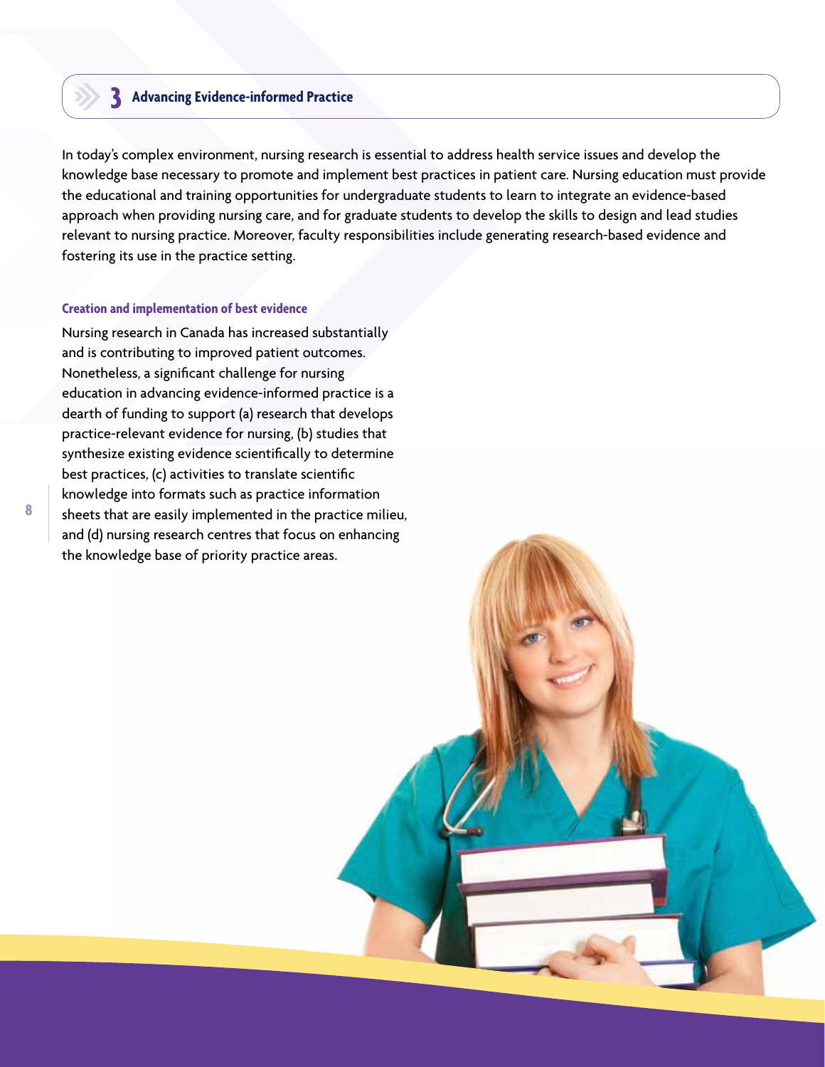## 3 Advancing Evidence-informed Practice

In today's complex environment, nursing research is essential to address health service issues and develop the knowledge base necessary to promote and implement best practices in patient care. Nursing education must provide the educational and training opportunities for undergraduate students to learn to integrate an evidence-based approach when providing nursing care, and for graduate students to develop the skills to design and lead studies relevant to nursing practice. Moreover, faculty responsibilities include generating research-based evidence and fostering its use in the practice setting.

### Creation and implementation of best evidence

Nursing research in Canada has increased substantially and is contributing to improved patient outcomes. Nonetheless, a significant challenge for nursing education in advancing evidence-informed practice is a dearth of funding to support (a) research that develops practice-relevant evidence for nursing, (b) studies that synthesize existing evidence scientifically to determine best practices, (c) activities to translate scientific knowledge into formats such as practice information sheets that are easily implemented in the practice milieu, and (d) nursing research centres that focus on enhancing the knowledge base of priority practice areas.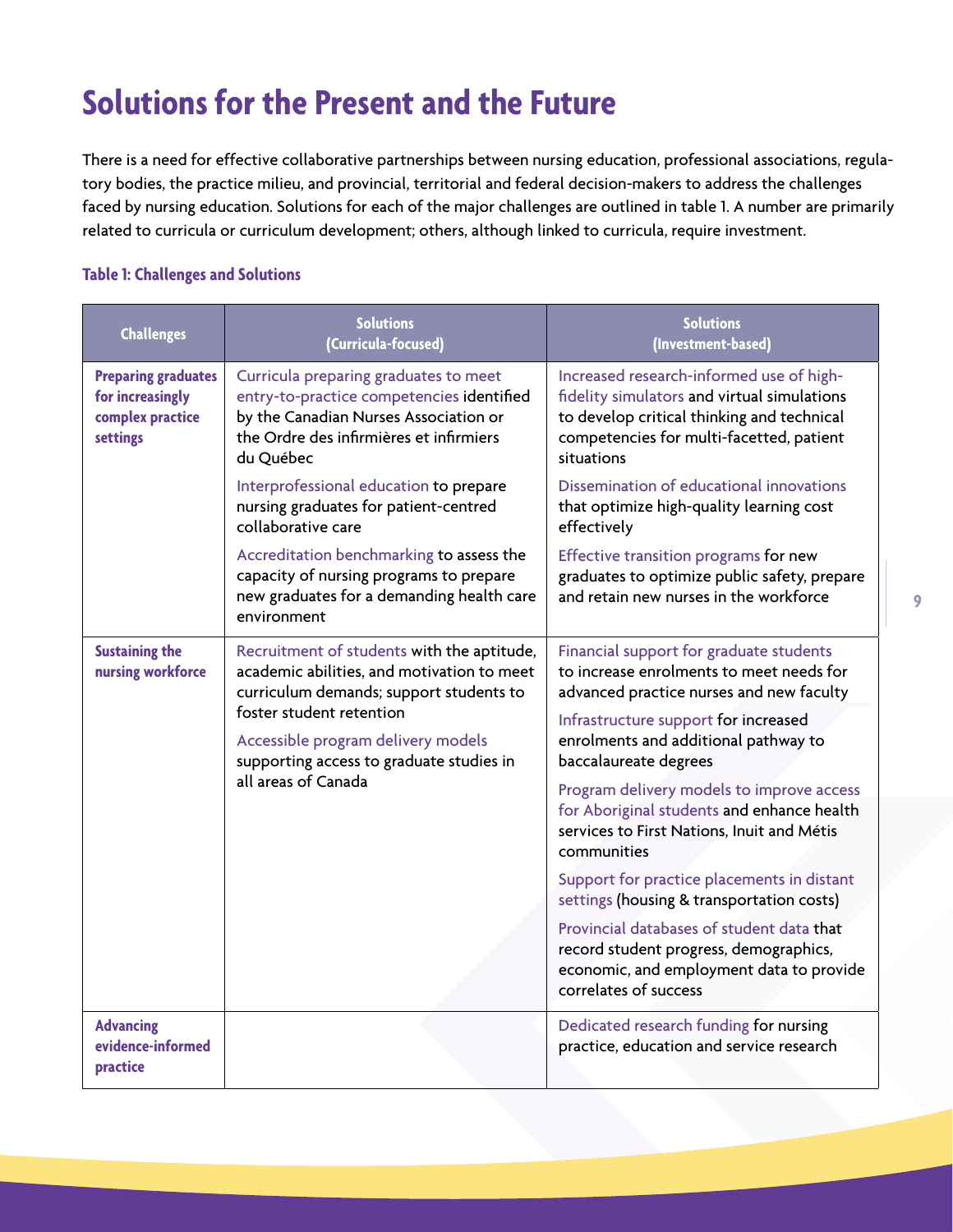# Solutions for the Present and the Future

There is a need for effective collaborative partnerships between nursing education, professional associations, regulatory bodies, the practice milieu, and provincial, territorial and federal decision-makers to address the challenges faced by nursing education. Solutions for each of the major challenges are outlined in table 1. A number are primarily related to curricula or curriculum development; others, although linked to curricula, require investment.

**Table 1: Challenges and Solutions**

| Challenges | Solutions (Curricula-focused) | Solutions (Investment-based) |
|---|---|---|
| **Preparing graduates for increasingly complex practice settings** | Curricula preparing graduates to meet entry-to-practice competencies identified by the Canadian Nurses Association or the Ordre des infirmières et infirmiers du Québec<br><br>Interprofessional education to prepare nursing graduates for patient-centred collaborative care<br><br>Accreditation benchmarking to assess the capacity of nursing programs to prepare new graduates for a demanding health care environment | Increased research-informed use of high-fidelity simulators and virtual simulations to develop critical thinking and technical competencies for multi-facetted, patient situations<br><br>Dissemination of educational innovations that optimize high-quality learning cost effectively<br><br>Effective transition programs for new graduates to optimize public safety, prepare and retain new nurses in the workforce |
| **Sustaining the nursing workforce** | Recruitment of students with the aptitude, academic abilities, and motivation to meet curriculum demands; support students to foster student retention<br><br>Accessible program delivery models supporting access to graduate studies in all areas of Canada | Financial support for graduate students to increase enrolments to meet needs for advanced practice nurses and new faculty<br><br>Infrastructure support for increased enrolments and additional pathway to baccalaureate degrees<br><br>Program delivery models to improve access for Aboriginal students and enhance health services to First Nations, Inuit and Métis communities<br><br>Support for practice placements in distant settings (housing & transportation costs)<br><br>Provincial databases of student data that record student progress, demographics, economic, and employment data to provide correlates of success |
| **Advancing evidence-informed practice** | | Dedicated research funding for nursing practice, education and service research |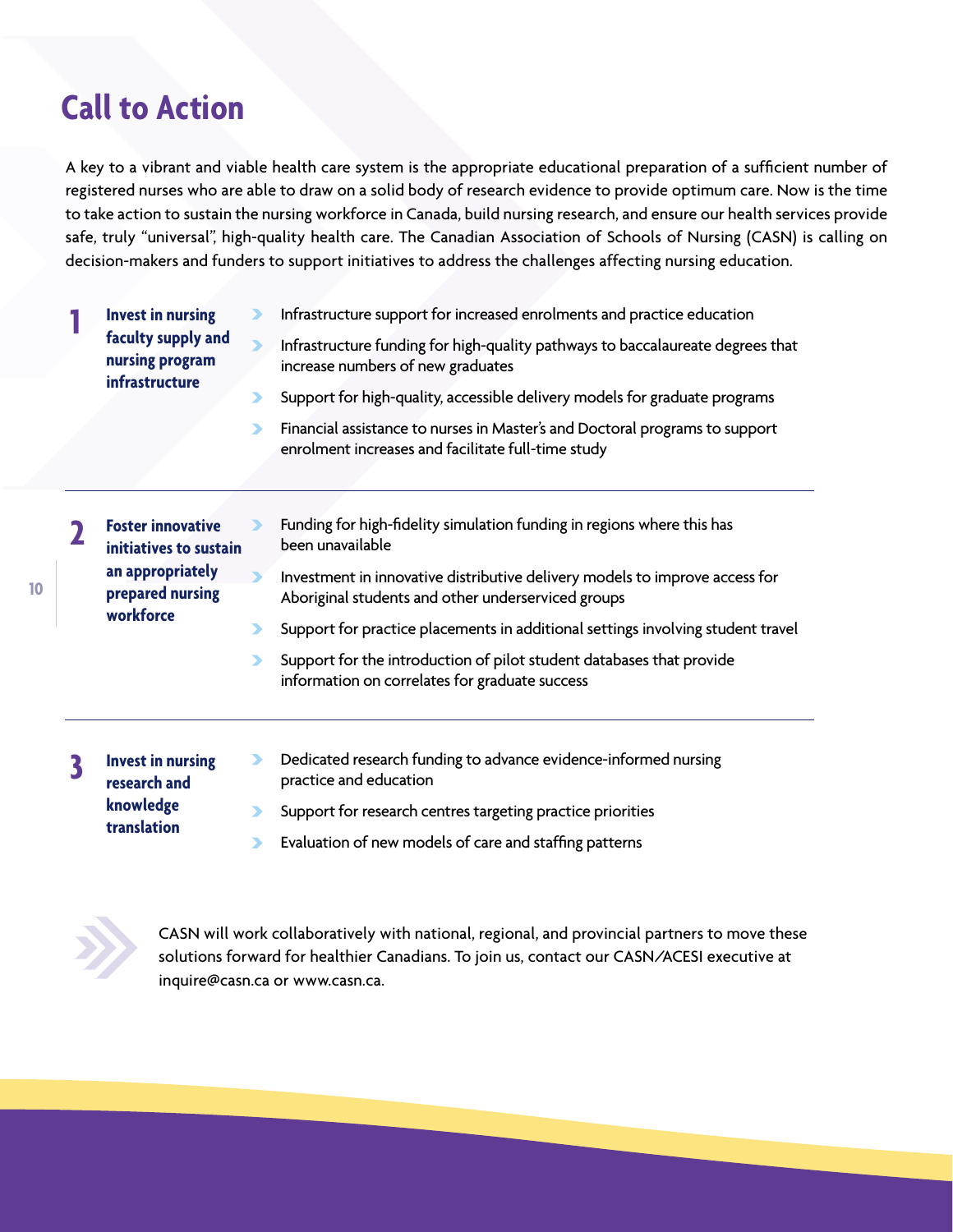# Call to Action

A key to a vibrant and viable health care system is the appropriate educational preparation of a sufficient number of registered nurses who are able to draw on a solid body of research evidence to provide optimum care. Now is the time to take action to sustain the nursing workforce in Canada, build nursing research, and ensure our health services provide safe, truly "universal", high-quality health care. The Canadian Association of Schools of Nursing (CASN) is calling on decision-makers and funders to support initiatives to address the challenges affecting nursing education.

**1 Invest in nursing faculty supply and nursing program infrastructure**

- Infrastructure support for increased enrolments and practice education
- Infrastructure funding for high-quality pathways to baccalaureate degrees that increase numbers of new graduates
- Support for high-quality, accessible delivery models for graduate programs
- Financial assistance to nurses in Master's and Doctoral programs to support enrolment increases and facilitate full-time study

---

**2 Foster innovative initiatives to sustain an appropriately prepared nursing workforce**

- Funding for high-fidelity simulation funding in regions where this has been unavailable
- Investment in innovative distributive delivery models to improve access for Aboriginal students and other underserviced groups
- Support for practice placements in additional settings involving student travel
- Support for the introduction of pilot student databases that provide information on correlates for graduate success

---

**3 Invest in nursing research and knowledge translation**

- Dedicated research funding to advance evidence-informed nursing practice and education
- Support for research centres targeting practice priorities
- Evaluation of new models of care and staffing patterns

CASN will work collaboratively with national, regional, and provincial partners to move these solutions forward for healthier Canadians. To join us, contact our CASN/ACESI executive at inquire@casn.ca or www.casn.ca.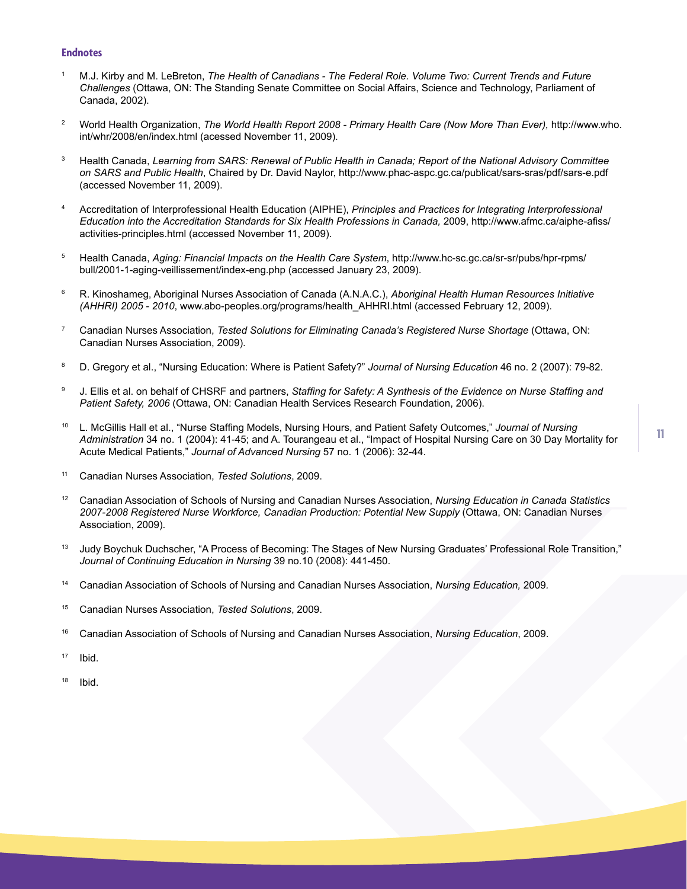## Endnotes

1. M.J. Kirby and M. LeBreton, *The Health of Canadians - The Federal Role. Volume Two: Current Trends and Future Challenges* (Ottawa, ON: The Standing Senate Committee on Social Affairs, Science and Technology, Parliament of Canada, 2002).

2. World Health Organization, *The World Health Report 2008 - Primary Health Care (Now More Than Ever),* http://www.who.int/whr/2008/en/index.html (acessed November 11, 2009).

3. Health Canada, *Learning from SARS: Renewal of Public Health in Canada; Report of the National Advisory Committee on SARS and Public Health*, Chaired by Dr. David Naylor, http://www.phac-aspc.gc.ca/publicat/sars-sras/pdf/sars-e.pdf (accessed November 11, 2009).

4. Accreditation of Interprofessional Health Education (AIPHE), *Principles and Practices for Integrating Interprofessional Education into the Accreditation Standards for Six Health Professions in Canada,* 2009, http://www.afmc.ca/aiphe-afiss/activities-principles.html (accessed November 11, 2009).

5. Health Canada, *Aging: Financial Impacts on the Health Care System*, http://www.hc-sc.gc.ca/sr-sr/pubs/hpr-rpms/bull/2001-1-aging-veillissement/index-eng.php (accessed January 23, 2009).

6. R. Kinoshameg, Aboriginal Nurses Association of Canada (A.N.A.C.), *Aboriginal Health Human Resources Initiative (AHHRI) 2005 - 2010*, www.abo-peoples.org/programs/health_AHHRI.html (accessed February 12, 2009).

7. Canadian Nurses Association, *Tested Solutions for Eliminating Canada's Registered Nurse Shortage* (Ottawa, ON: Canadian Nurses Association, 2009).

8. D. Gregory et al., "Nursing Education: Where is Patient Safety?" *Journal of Nursing Education* 46 no. 2 (2007): 79-82.

9. J. Ellis et al. on behalf of CHSRF and partners, *Staffing for Safety: A Synthesis of the Evidence on Nurse Staffing and Patient Safety, 2006* (Ottawa, ON: Canadian Health Services Research Foundation, 2006).

10. L. McGillis Hall et al., "Nurse Staffing Models, Nursing Hours, and Patient Safety Outcomes," *Journal of Nursing Administration* 34 no. 1 (2004): 41-45; and A. Tourangeau et al., "Impact of Hospital Nursing Care on 30 Day Mortality for Acute Medical Patients," *Journal of Advanced Nursing* 57 no. 1 (2006): 32-44.

11. Canadian Nurses Association, *Tested Solutions*, 2009.

12. Canadian Association of Schools of Nursing and Canadian Nurses Association, *Nursing Education in Canada Statistics 2007-2008 Registered Nurse Workforce, Canadian Production: Potential New Supply* (Ottawa, ON: Canadian Nurses Association, 2009).

13. Judy Boychuk Duchscher, "A Process of Becoming: The Stages of New Nursing Graduates' Professional Role Transition," *Journal of Continuing Education in Nursing* 39 no.10 (2008): 441-450.

14. Canadian Association of Schools of Nursing and Canadian Nurses Association, *Nursing Education,* 2009.

15. Canadian Nurses Association, *Tested Solutions*, 2009.

16. Canadian Association of Schools of Nursing and Canadian Nurses Association, *Nursing Education*, 2009.

17. Ibid.

18. Ibid.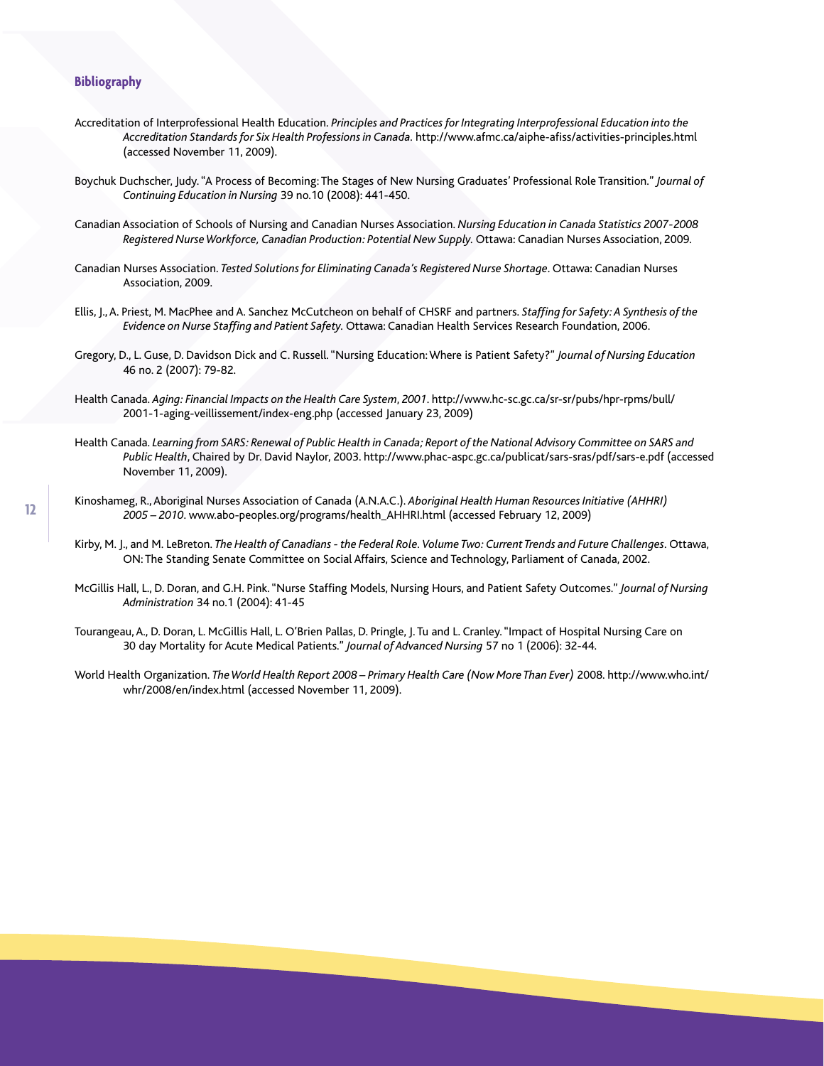## Bibliography

Accreditation of Interprofessional Health Education. *Principles and Practices for Integrating Interprofessional Education into the Accreditation Standards for Six Health Professions in Canada.* http://www.afmc.ca/aiphe-afiss/activities-principles.html (accessed November 11, 2009).

Boychuk Duchscher, Judy. "A Process of Becoming: The Stages of New Nursing Graduates' Professional Role Transition." *Journal of Continuing Education in Nursing* 39 no.10 (2008): 441-450.

Canadian Association of Schools of Nursing and Canadian Nurses Association. *Nursing Education in Canada Statistics 2007-2008 Registered Nurse Workforce, Canadian Production: Potential New Supply.* Ottawa: Canadian Nurses Association, 2009.

Canadian Nurses Association. *Tested Solutions for Eliminating Canada's Registered Nurse Shortage*. Ottawa: Canadian Nurses Association, 2009.

Ellis, J., A. Priest, M. MacPhee and A. Sanchez McCutcheon on behalf of CHSRF and partners. *Staffing for Safety: A Synthesis of the Evidence on Nurse Staffing and Patient Safety.* Ottawa: Canadian Health Services Research Foundation, 2006.

Gregory, D., L. Guse, D. Davidson Dick and C. Russell. "Nursing Education: Where is Patient Safety?" *Journal of Nursing Education* 46 no. 2 (2007): 79-82.

Health Canada. *Aging: Financial Impacts on the Health Care System*, *2001*. http://www.hc-sc.gc.ca/sr-sr/pubs/hpr-rpms/bull/2001-1-aging-veillissement/index-eng.php (accessed January 23, 2009)

Health Canada. *Learning from SARS: Renewal of Public Health in Canada; Report of the National Advisory Committee on SARS and Public Health*, Chaired by Dr. David Naylor, 2003. http://www.phac-aspc.gc.ca/publicat/sars-sras/pdf/sars-e.pdf (accessed November 11, 2009).

Kinoshameg, R., Aboriginal Nurses Association of Canada (A.N.A.C.). *Aboriginal Health Human Resources Initiative (AHHRI) 2005 – 2010*. www.abo-peoples.org/programs/health_AHHRI.html (accessed February 12, 2009)

Kirby, M. J., and M. LeBreton. *The Health of Canadians - the Federal Role. Volume Two: Current Trends and Future Challenges*. Ottawa, ON: The Standing Senate Committee on Social Affairs, Science and Technology, Parliament of Canada, 2002.

McGillis Hall, L., D. Doran, and G.H. Pink. "Nurse Staffing Models, Nursing Hours, and Patient Safety Outcomes." *Journal of Nursing Administration* 34 no.1 (2004): 41-45

Tourangeau, A., D. Doran, L. McGillis Hall, L. O'Brien Pallas, D. Pringle, J. Tu and L. Cranley. "Impact of Hospital Nursing Care on 30 day Mortality for Acute Medical Patients." *Journal of Advanced Nursing* 57 no 1 (2006): 32-44.

World Health Organization. *The World Health Report 2008 – Primary Health Care (Now More Than Ever)* 2008. http://www.who.int/whr/2008/en/index.html (accessed November 11, 2009).